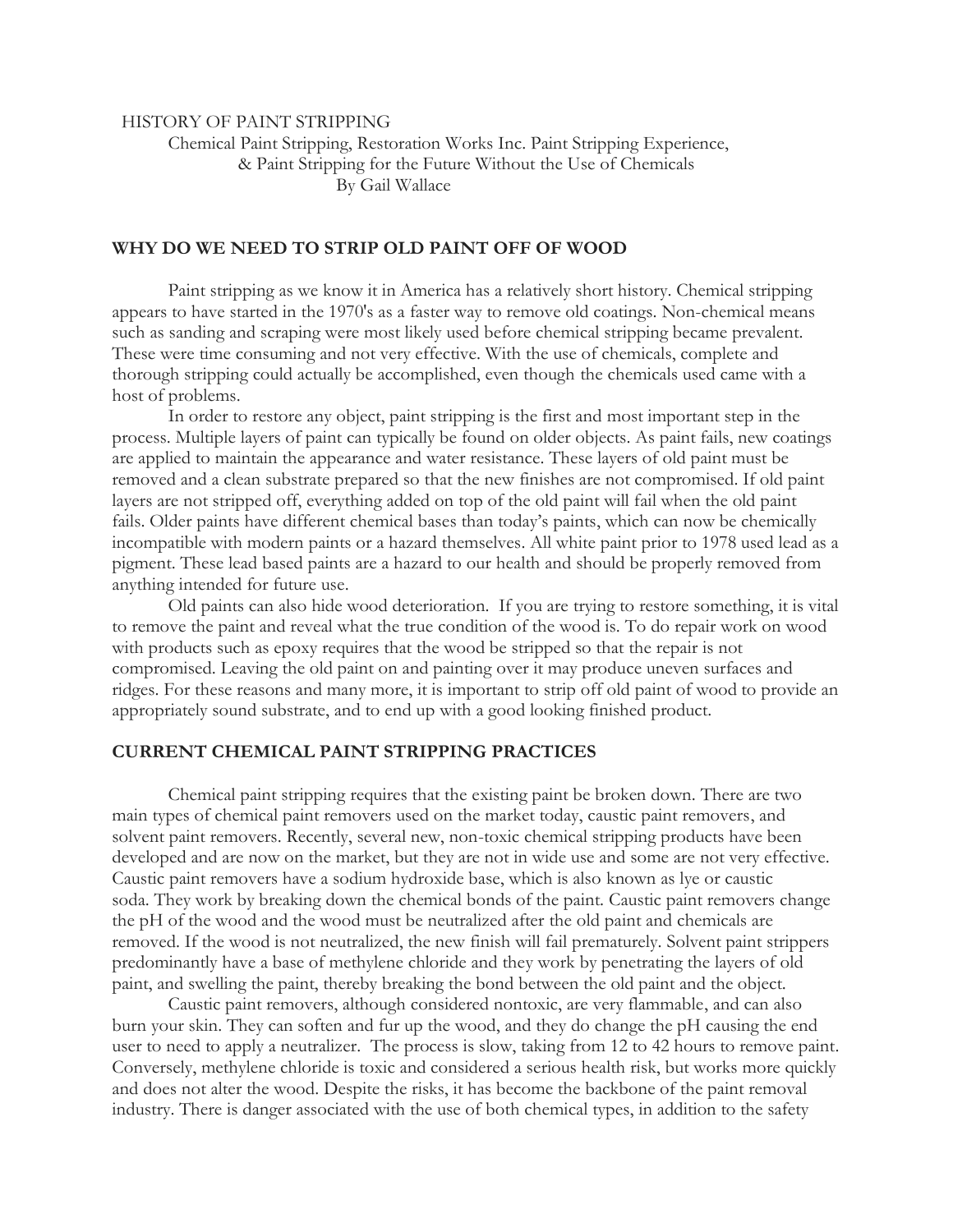HISTORY OF PAINT STRIPPING

Chemical Paint Stripping, Restoration Works Inc. Paint Stripping Experience, & Paint Stripping for the Future Without the Use of Chemicals

By Gail Wallace

## WHY DO WE NEED TO STRIP OLD PAINT OFF OF WOOD

Paint stripping as we know it in America has a relatively short history. Chemical stripping appears to have started in the 1970's as a faster way to remove old coatings. Non-chemical means such as sanding and scraping were most likely used before chemical stripping became prevalent. These were time consuming and not very effective. With the use of chemicals, complete and thorough stripping could actually be accomplished, even though the chemicals used came with a host of problems.

In order to restore any object, paint stripping is the first and most important step in the process. Multiple layers of paint can typically be found on older objects. As paint fails, new coatings are applied to maintain the appearance and water resistance. These layers of old paint must be removed and a clean substrate prepared so that the new finishes are not compromised. If old paint layers are not stripped off, everything added on top of the old paint will fail when the old paint fails. Older paints have different chemical bases than today's paints, which can now be chemically incompatible with modern paints or a hazard themselves. All white paint prior to 1978 used lead as a pigment. These lead based paints are a hazard to our health and should be properly removed from anything intended for future use.

Old paints can also hide wood deterioration. If you are trying to restore something, it is vital to remove the paint and reveal what the true condition of the wood is. To do repair work on wood with products such as epoxy requires that the wood be stripped so that the repair is not compromised. Leaving the old paint on and painting over it may produce uneven surfaces and ridges. For these reasons and many more, it is important to strip off old paint of wood to provide an appropriately sound substrate, and to end up with a good looking finished product.

## CURRENT CHEMICAL PAINT STRIPPING PRACTICES

Chemical paint stripping requires that the existing paint be broken down. There are two main types of chemical paint removers used on the market today, caustic paint removers, and solvent paint removers. Recently, several new, non-toxic chemical stripping products have been developed and are now on the market, but they are not in wide use and some are not very effective. Caustic paint removers have a sodium hydroxide base, which is also known as lye or caustic soda. They work by breaking down the chemical bonds of the paint. Caustic paint removers change the pH of the wood and the wood must be neutralized after the old paint and chemicals are removed. If the wood is not neutralized, the new finish will fail prematurely. Solvent paint strippers predominantly have a base of methylene chloride and they work by penetrating the layers of old paint, and swelling the paint, thereby breaking the bond between the old paint and the object.

Caustic paint removers, although considered nontoxic, are very flammable, and can also burn your skin. They can soften and fur up the wood, and they do change the pH causing the end user to need to apply a neutralizer. The process is slow, taking from 12 to 42 hours to remove paint. Conversely, methylene chloride is toxic and considered a serious health risk, but works more quickly and does not alter the wood. Despite the risks, it has become the backbone of the paint removal industry. There is danger associated with the use of both chemical types, in addition to the safety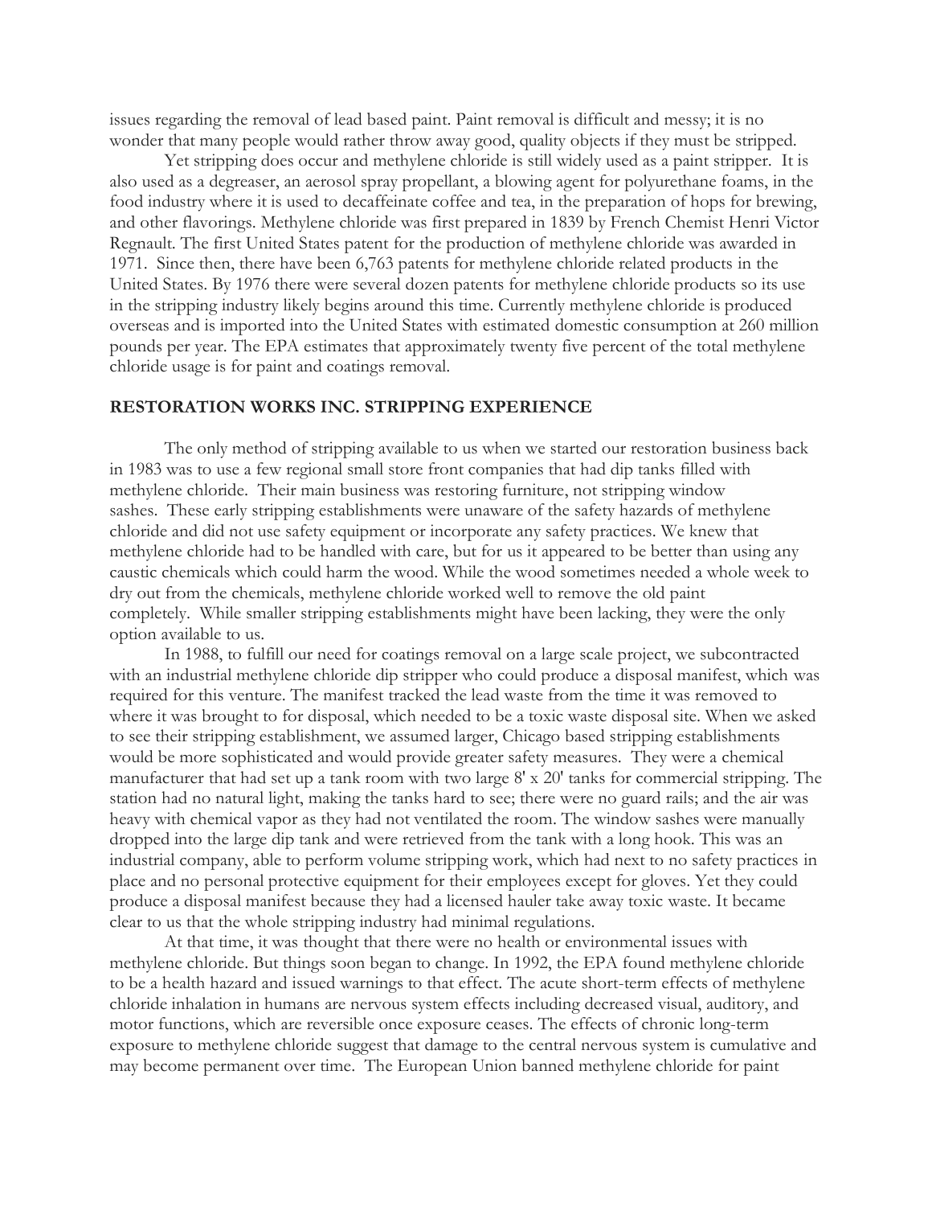issues regarding the removal of lead based paint. Paint removal is difficult and messy; it is no wonder that many people would rather throw away good, quality objects if they must be stripped.

Yet stripping does occur and methylene chloride is still widely used as a paint stripper. It is also used as a degreaser, an aerosol spray propellant, a blowing agent for polyurethane foams, in the food industry where it is used to decaffeinate coffee and tea, in the preparation of hops for brewing, and other flavorings. Methylene chloride was first prepared in 1839 by French Chemist Henri Victor Regnault. The first United States patent for the production of methylene chloride was awarded in 1971. Since then, there have been 6,763 patents for methylene chloride related products in the United States. By 1976 there were several dozen patents for methylene chloride products so its use in the stripping industry likely begins around this time. Currently methylene chloride is produced overseas and is imported into the United States with estimated domestic consumption at 260 million pounds per year. The EPA estimates that approximately twenty five percent of the total methylene chloride usage is for paint and coatings removal.

## RESTORATION WORKS INC. STRIPPING EXPERIENCE

The only method of stripping available to us when we started our restoration business back in 1983 was to use a few regional small store front companies that had dip tanks filled with methylene chloride. Their main business was restoring furniture, not stripping window sashes. These early stripping establishments were unaware of the safety hazards of methylene chloride and did not use safety equipment or incorporate any safety practices. We knew that methylene chloride had to be handled with care, but for us it appeared to be better than using any caustic chemicals which could harm the wood. While the wood sometimes needed a whole week to dry out from the chemicals, methylene chloride worked well to remove the old paint completely. While smaller stripping establishments might have been lacking, they were the only option available to us.

In 1988, to fulfill our need for coatings removal on a large scale project, we subcontracted with an industrial methylene chloride dip stripper who could produce a disposal manifest, which was required for this venture. The manifest tracked the lead waste from the time it was removed to where it was brought to for disposal, which needed to be a toxic waste disposal site. When we asked to see their stripping establishment, we assumed larger, Chicago based stripping establishments would be more sophisticated and would provide greater safety measures. They were a chemical manufacturer that had set up a tank room with two large 8' x 20' tanks for commercial stripping. The station had no natural light, making the tanks hard to see; there were no guard rails; and the air was heavy with chemical vapor as they had not ventilated the room. The window sashes were manually dropped into the large dip tank and were retrieved from the tank with a long hook. This was an industrial company, able to perform volume stripping work, which had next to no safety practices in place and no personal protective equipment for their employees except for gloves. Yet they could produce a disposal manifest because they had a licensed hauler take away toxic waste. It became clear to us that the whole stripping industry had minimal regulations.

At that time, it was thought that there were no health or environmental issues with methylene chloride. But things soon began to change. In 1992, the EPA found methylene chloride to be a health hazard and issued warnings to that effect. The acute short-term effects of methylene chloride inhalation in humans are nervous system effects including decreased visual, auditory, and motor functions, which are reversible once exposure ceases. The effects of chronic long-term exposure to methylene chloride suggest that damage to the central nervous system is cumulative and may become permanent over time. The European Union banned methylene chloride for paint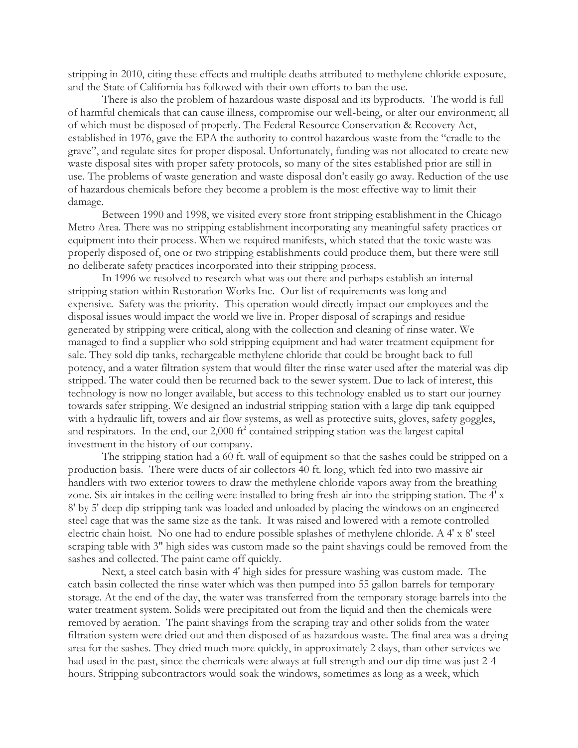stripping in 2010, citing these effects and multiple deaths attributed to methylene chloride exposure, and the State of California has followed with their own efforts to ban the use.

There is also the problem of hazardous waste disposal and its byproducts. The world is full of harmful chemicals that can cause illness, compromise our well-being, or alter our environment; all of which must be disposed of properly. The Federal Resource Conservation & Recovery Act, established in 1976, gave the EPA the authority to control hazardous waste from the "cradle to the grave", and regulate sites for proper disposal. Unfortunately, funding was not allocated to create new waste disposal sites with proper safety protocols, so many of the sites established prior are still in use. The problems of waste generation and waste disposal don't easily go away. Reduction of the use of hazardous chemicals before they become a problem is the most effective way to limit their damage.

Between 1990 and 1998, we visited every store front stripping establishment in the Chicago Metro Area. There was no stripping establishment incorporating any meaningful safety practices or equipment into their process. When we required manifests, which stated that the toxic waste was properly disposed of, one or two stripping establishments could produce them, but there were still no deliberate safety practices incorporated into their stripping process.

In 1996 we resolved to research what was out there and perhaps establish an internal stripping station within Restoration Works Inc. Our list of requirements was long and expensive. Safety was the priority. This operation would directly impact our employees and the disposal issues would impact the world we live in. Proper disposal of scrapings and residue generated by stripping were critical, along with the collection and cleaning of rinse water. We managed to find a supplier who sold stripping equipment and had water treatment equipment for sale. They sold dip tanks, rechargeable methylene chloride that could be brought back to full potency, and a water filtration system that would filter the rinse water used after the material was dip stripped. The water could then be returned back to the sewer system. Due to lack of interest, this technology is now no longer available, but access to this technology enabled us to start our journey towards safer stripping. We designed an industrial stripping station with a large dip tank equipped with a hydraulic lift, towers and air flow systems, as well as protective suits, gloves, safety goggles, and respirators. In the end, our 2,000 $ft^2$ contained stripping station was the largest capital investment in the history of our company.

The stripping station had a 60 ft. wall of equipment so that the sashes could be stripped on a production basis. There were ducts of air collectors 40 ft. long, which fed into two massive air handlers with two exterior towers to draw the methylene chloride vapors away from the breathing zone. Six air intakes in the ceiling were installed to bring fresh air into the stripping station. The 4' x 8' by 5' deep dip stripping tank was loaded and unloaded by placing the windows on an engineered steel cage that was the same size as the tank. It was raised and lowered with a remote controlled electric chain hoist. No one had to endure possible splashes of methylene chloride. A 4' x 8' steel scraping table with 3" high sides was custom made so the paint shavings could be removed from the sashes and collected. The paint came off quickly.

Next, a steel catch basin with 4' high sides for pressure washing was custom made. The catch basin collected the rinse water which was then pumped into 55 gallon barrels for temporary storage. At the end of the day, the water was transferred from the temporary storage barrels into the water treatment system. Solids were precipitated out from the liquid and then the chemicals were removed by aeration. The paint shavings from the scraping tray and other solids from the water filtration system were dried out and then disposed of as hazardous waste. The final area was a drying area for the sashes. They dried much more quickly, in approximately 2 days, than other services we had used in the past, since the chemicals were always at full strength and our dip time was just 2-4 hours. Stripping subcontractors would soak the windows, sometimes as long as a week, which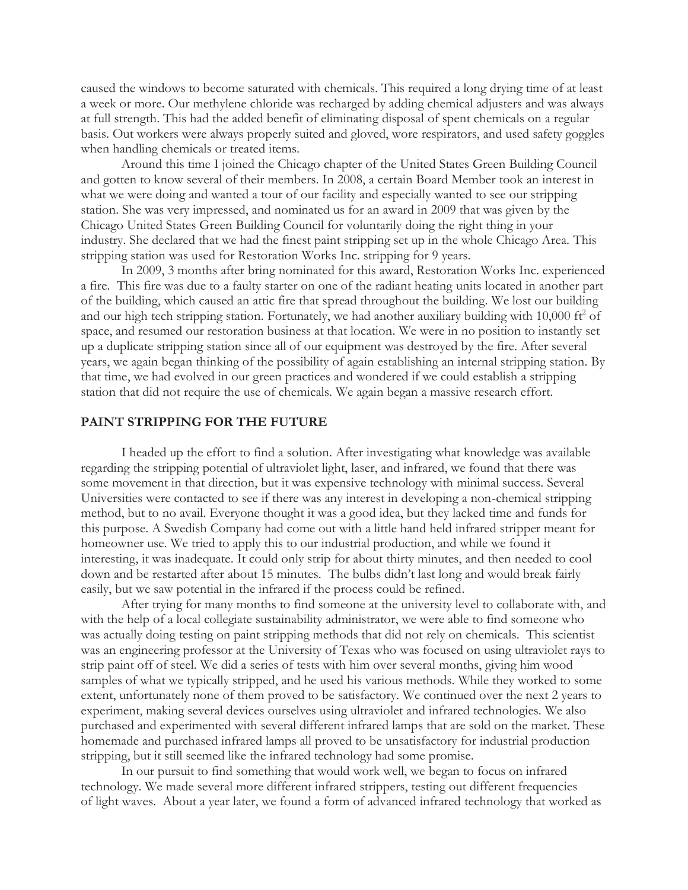caused the windows to become saturated with chemicals. This required a long drying time of at least a week or more. Our methylene chloride was recharged by adding chemical adjusters and was always at full strength. This had the added benefit of eliminating disposal of spent chemicals on a regular basis. Out workers were always properly suited and gloved, wore respirators, and used safety goggles when handling chemicals or treated items.

Around this time I joined the Chicago chapter of the United States Green Building Council and gotten to know several of their members. In 2008, a certain Board Member took an interest in what we were doing and wanted a tour of our facility and especially wanted to see our stripping station. She was very impressed, and nominated us for an award in 2009 that was given by the Chicago United States Green Building Council for voluntarily doing the right thing in your industry. She declared that we had the finest paint stripping set up in the whole Chicago Area. This stripping station was used for Restoration Works Inc. stripping for 9 years.

In 2009, 3 months after bring nominated for this award, Restoration Works Inc. experienced a fire. This fire was due to a faulty starter on one of the radiant heating units located in another part of the building, which caused an attic fire that spread throughout the building. We lost our building and our high tech stripping station. Fortunately, we had another auxiliary building with 10,000 $ft^2$ of space, and resumed our restoration business at that location. We were in no position to instantly set up a duplicate stripping station since all of our equipment was destroyed by the fire. After several years, we again began thinking of the possibility of again establishing an internal stripping station. By that time, we had evolved in our green practices and wondered if we could establish a stripping station that did not require the use of chemicals. We again began a massive research effort.

## PAINT STRIPPING FOR THE FUTURE

I headed up the effort to find a solution. After investigating what knowledge was available regarding the stripping potential of ultraviolet light, laser, and infrared, we found that there was some movement in that direction, but it was expensive technology with minimal success. Several Universities were contacted to see if there was any interest in developing a non-chemical stripping method, but to no avail. Everyone thought it was a good idea, but they lacked time and funds for this purpose. A Swedish Company had come out with a little hand held infrared stripper meant for homeowner use. We tried to apply this to our industrial production, and while we found it interesting, it was inadequate. It could only strip for about thirty minutes, and then needed to cool down and be restarted after about 15 minutes. The bulbs didn't last long and would break fairly easily, but we saw potential in the infrared if the process could be refined.

After trying for many months to find someone at the university level to collaborate with, and with the help of a local collegiate sustainability administrator, we were able to find someone who was actually doing testing on paint stripping methods that did not rely on chemicals. This scientist was an engineering professor at the University of Texas who was focused on using ultraviolet rays to strip paint off of steel. We did a series of tests with him over several months, giving him wood samples of what we typically stripped, and he used his various methods. While they worked to some extent, unfortunately none of them proved to be satisfactory. We continued over the next 2 years to experiment, making several devices ourselves using ultraviolet and infrared technologies. We also purchased and experimented with several different infrared lamps that are sold on the market. These homemade and purchased infrared lamps all proved to be unsatisfactory for industrial production stripping, but it still seemed like the infrared technology had some promise.

In our pursuit to find something that would work well, we began to focus on infrared technology. We made several more different infrared strippers, testing out different frequencies of light waves. About a year later, we found a form of advanced infrared technology that worked as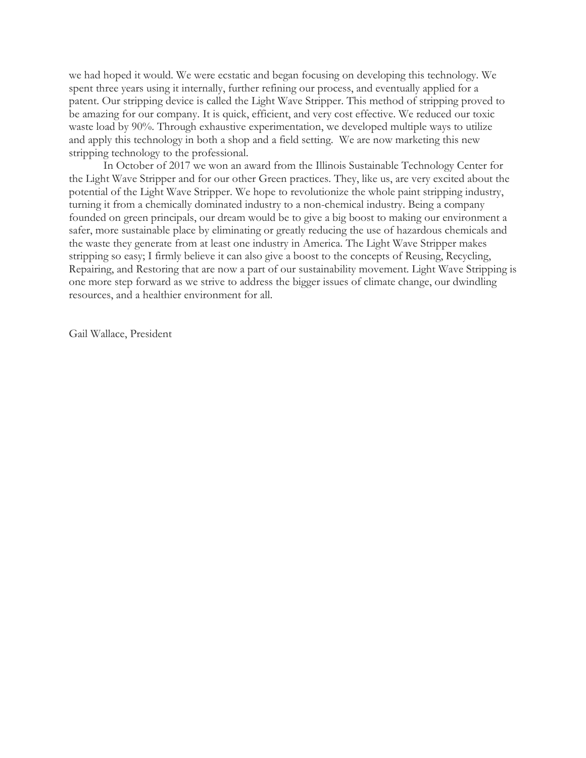we had hoped it would. We were ecstatic and began focusing on developing this technology. We spent three years using it internally, further refining our process, and eventually applied for a patent. Our stripping device is called the Light Wave Stripper. This method of stripping proved to be amazing for our company. It is quick, efficient, and very cost effective. We reduced our toxic waste load by 90%. Through exhaustive experimentation, we developed multiple ways to utilize and apply this technology in both a shop and a field setting. We are now marketing this new stripping technology to the professional.

In October of 2017 we won an award from the Illinois Sustainable Technology Center for the Light Wave Stripper and for our other Green practices. They, like us, are very excited about the potential of the Light Wave Stripper. We hope to revolutionize the whole paint stripping industry, turning it from a chemically dominated industry to a non-chemical industry. Being a company founded on green principals, our dream would be to give a big boost to making our environment a safer, more sustainable place by eliminating or greatly reducing the use of hazardous chemicals and the waste they generate from at least one industry in America. The Light Wave Stripper makes stripping so easy; I firmly believe it can also give a boost to the concepts of Reusing, Recycling, Repairing, and Restoring that are now a part of our sustainability movement. Light Wave Stripping is one more step forward as we strive to address the bigger issues of climate change, our dwindling resources, and a healthier environment for all.

Gail Wallace, President